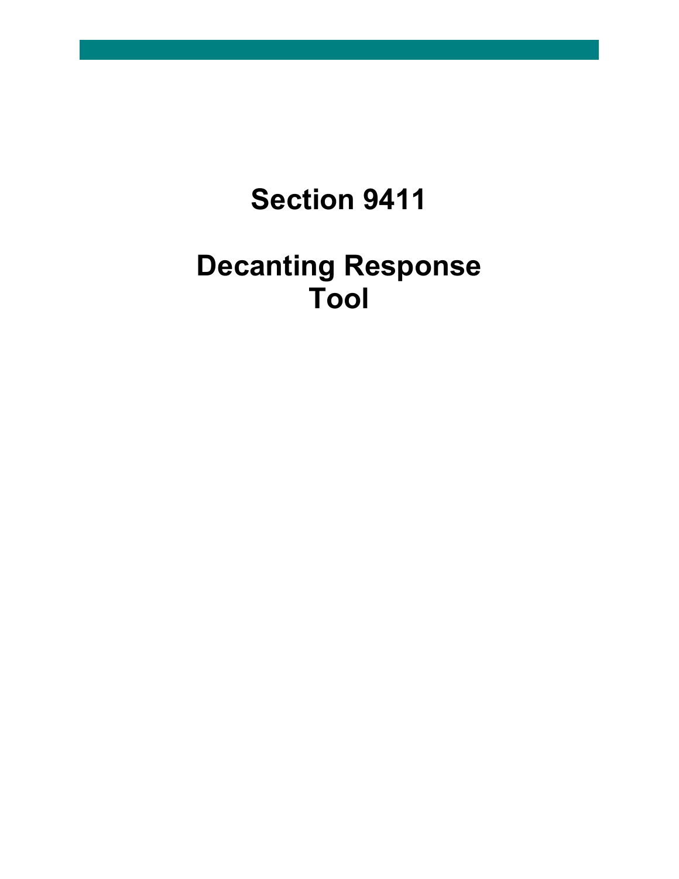# Section 9411

# Decanting Response Tool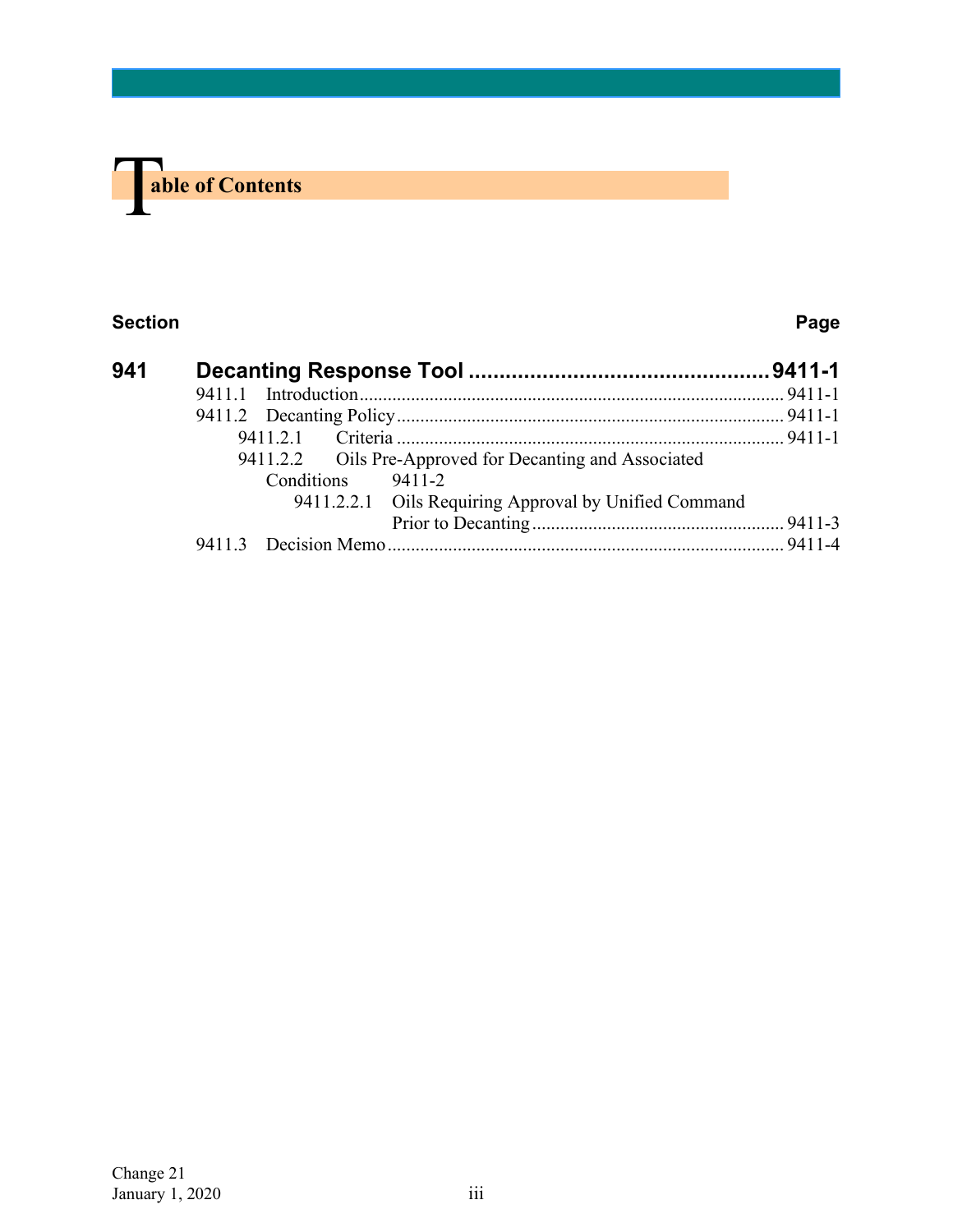# Table of Contents

**Section** **Page**

**941 Decanting Response Tool .................................................9411-1**

- 9411.1 Introduction........................................................................................ 9411-1
- 9411.2 Decanting Policy................................................................................. 9411-1
  - 9411.2.1 Criteria ................................................................................. 9411-1
  - 9411.2.2 Oils Pre-Approved for Decanting and Associated Conditions 9411-2
    - 9411.2.2.1 Oils Requiring Approval by Unified Command Prior to Decanting..................................................... 9411-3
- 9411.3 Decision Memo................................................................................... 9411-4

Change 21
January 1, 2020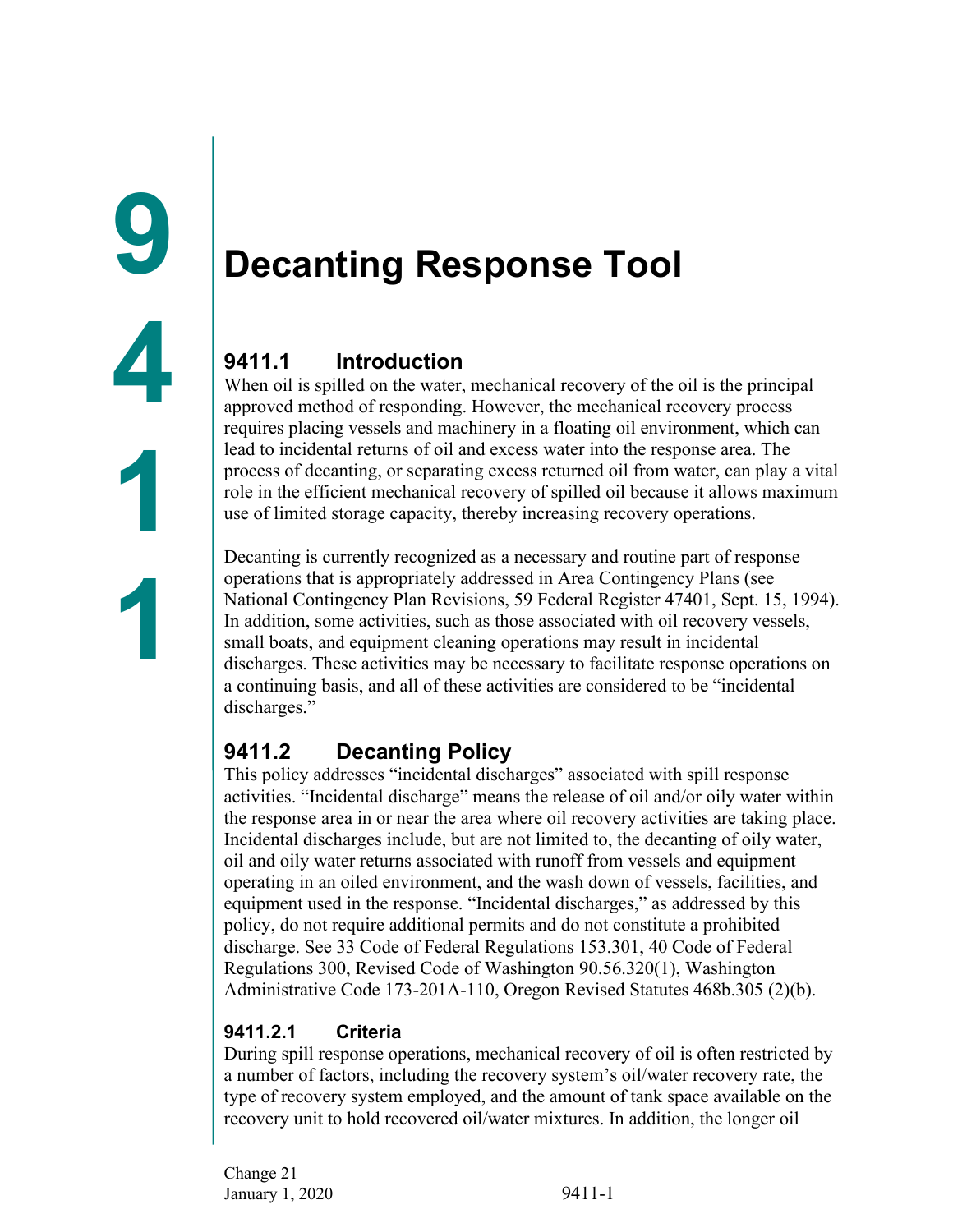# Decanting Response Tool

## 9411.1 Introduction

When oil is spilled on the water, mechanical recovery of the oil is the principal approved method of responding. However, the mechanical recovery process requires placing vessels and machinery in a floating oil environment, which can lead to incidental returns of oil and excess water into the response area. The process of decanting, or separating excess returned oil from water, can play a vital role in the efficient mechanical recovery of spilled oil because it allows maximum use of limited storage capacity, thereby increasing recovery operations.

Decanting is currently recognized as a necessary and routine part of response operations that is appropriately addressed in Area Contingency Plans (see National Contingency Plan Revisions, 59 Federal Register 47401, Sept. 15, 1994). In addition, some activities, such as those associated with oil recovery vessels, small boats, and equipment cleaning operations may result in incidental discharges. These activities may be necessary to facilitate response operations on a continuing basis, and all of these activities are considered to be "incidental discharges."

## 9411.2 Decanting Policy

This policy addresses "incidental discharges" associated with spill response activities. "Incidental discharge" means the release of oil and/or oily water within the response area in or near the area where oil recovery activities are taking place. Incidental discharges include, but are not limited to, the decanting of oily water, oil and oily water returns associated with runoff from vessels and equipment operating in an oiled environment, and the wash down of vessels, facilities, and equipment used in the response. "Incidental discharges," as addressed by this policy, do not require additional permits and do not constitute a prohibited discharge. See 33 Code of Federal Regulations 153.301, 40 Code of Federal Regulations 300, Revised Code of Washington 90.56.320(1), Washington Administrative Code 173-201A-110, Oregon Revised Statutes 468b.305 (2)(b).

### 9411.2.1 Criteria

During spill response operations, mechanical recovery of oil is often restricted by a number of factors, including the recovery system's oil/water recovery rate, the type of recovery system employed, and the amount of tank space available on the recovery unit to hold recovered oil/water mixtures. In addition, the longer oil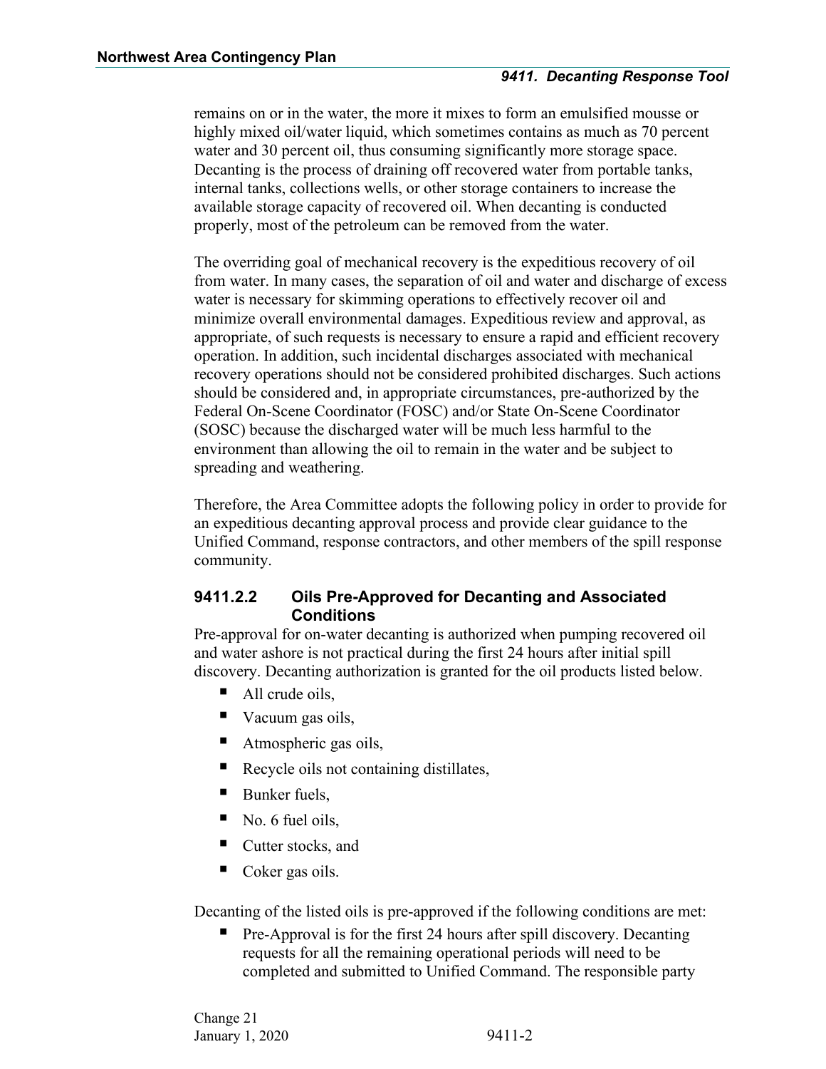remains on or in the water, the more it mixes to form an emulsified mousse or highly mixed oil/water liquid, which sometimes contains as much as 70 percent water and 30 percent oil, thus consuming significantly more storage space. Decanting is the process of draining off recovered water from portable tanks, internal tanks, collections wells, or other storage containers to increase the available storage capacity of recovered oil. When decanting is conducted properly, most of the petroleum can be removed from the water.

The overriding goal of mechanical recovery is the expeditious recovery of oil from water. In many cases, the separation of oil and water and discharge of excess water is necessary for skimming operations to effectively recover oil and minimize overall environmental damages. Expeditious review and approval, as appropriate, of such requests is necessary to ensure a rapid and efficient recovery operation. In addition, such incidental discharges associated with mechanical recovery operations should not be considered prohibited discharges. Such actions should be considered and, in appropriate circumstances, pre-authorized by the Federal On-Scene Coordinator (FOSC) and/or State On-Scene Coordinator (SOSC) because the discharged water will be much less harmful to the environment than allowing the oil to remain in the water and be subject to spreading and weathering.

Therefore, the Area Committee adopts the following policy in order to provide for an expeditious decanting approval process and provide clear guidance to the Unified Command, response contractors, and other members of the spill response community.

### 9411.2.2 Oils Pre-Approved for Decanting and Associated Conditions

Pre-approval for on-water decanting is authorized when pumping recovered oil and water ashore is not practical during the first 24 hours after initial spill discovery. Decanting authorization is granted for the oil products listed below.

- All crude oils,
- Vacuum gas oils,
- Atmospheric gas oils,
- Recycle oils not containing distillates,
- Bunker fuels,
- No. 6 fuel oils,
- Cutter stocks, and
- Coker gas oils.

Decanting of the listed oils is pre-approved if the following conditions are met:

- Pre-Approval is for the first 24 hours after spill discovery. Decanting requests for all the remaining operational periods will need to be completed and submitted to Unified Command. The responsible party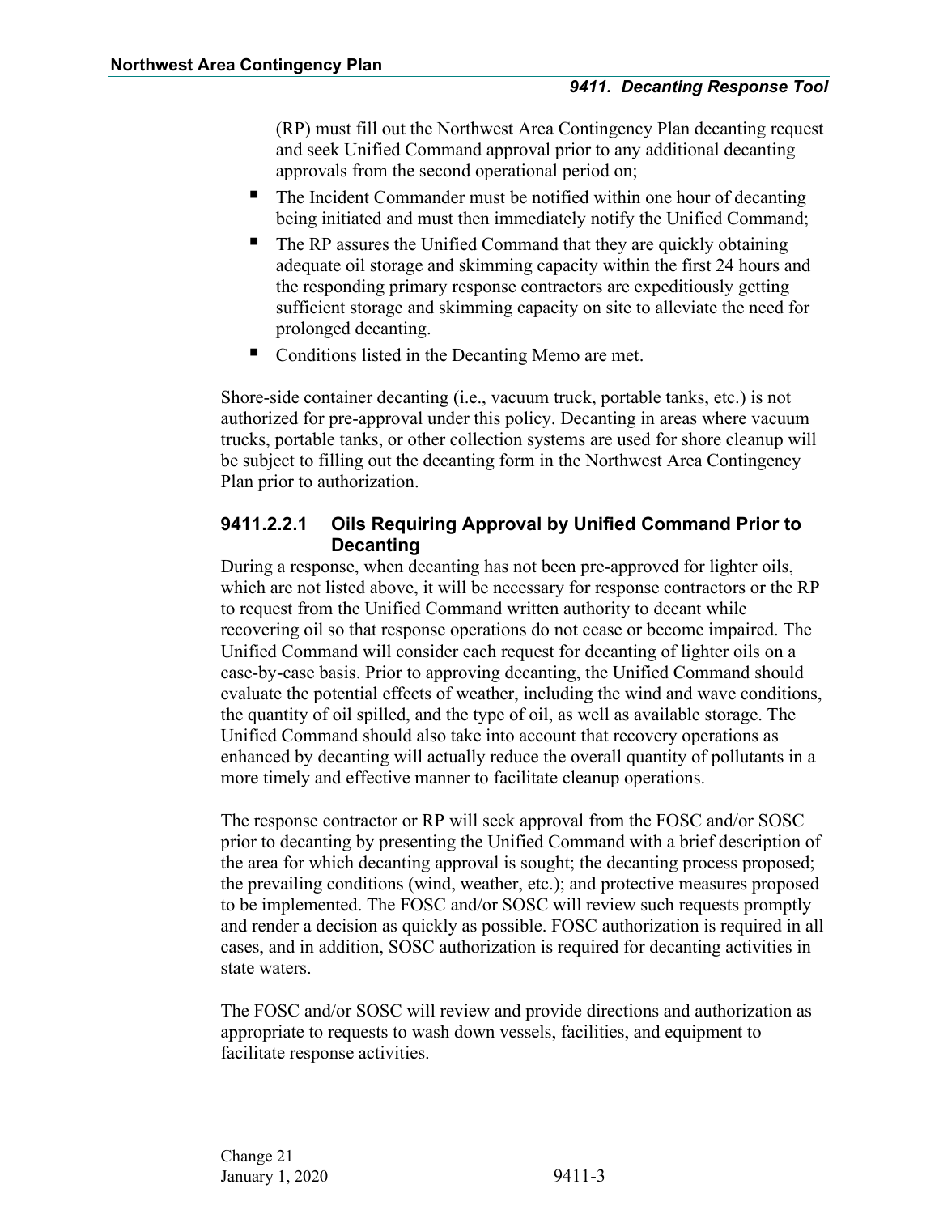(RP) must fill out the Northwest Area Contingency Plan decanting request and seek Unified Command approval prior to any additional decanting approvals from the second operational period on;

- The Incident Commander must be notified within one hour of decanting being initiated and must then immediately notify the Unified Command;
- The RP assures the Unified Command that they are quickly obtaining adequate oil storage and skimming capacity within the first 24 hours and the responding primary response contractors are expeditiously getting sufficient storage and skimming capacity on site to alleviate the need for prolonged decanting.
- Conditions listed in the Decanting Memo are met.

Shore-side container decanting (i.e., vacuum truck, portable tanks, etc.) is not authorized for pre-approval under this policy. Decanting in areas where vacuum trucks, portable tanks, or other collection systems are used for shore cleanup will be subject to filling out the decanting form in the Northwest Area Contingency Plan prior to authorization.

#### 9411.2.2.1 Oils Requiring Approval by Unified Command Prior to Decanting

During a response, when decanting has not been pre-approved for lighter oils, which are not listed above, it will be necessary for response contractors or the RP to request from the Unified Command written authority to decant while recovering oil so that response operations do not cease or become impaired. The Unified Command will consider each request for decanting of lighter oils on a case-by-case basis. Prior to approving decanting, the Unified Command should evaluate the potential effects of weather, including the wind and wave conditions, the quantity of oil spilled, and the type of oil, as well as available storage. The Unified Command should also take into account that recovery operations as enhanced by decanting will actually reduce the overall quantity of pollutants in a more timely and effective manner to facilitate cleanup operations.

The response contractor or RP will seek approval from the FOSC and/or SOSC prior to decanting by presenting the Unified Command with a brief description of the area for which decanting approval is sought; the decanting process proposed; the prevailing conditions (wind, weather, etc.); and protective measures proposed to be implemented. The FOSC and/or SOSC will review such requests promptly and render a decision as quickly as possible. FOSC authorization is required in all cases, and in addition, SOSC authorization is required for decanting activities in state waters.

The FOSC and/or SOSC will review and provide directions and authorization as appropriate to requests to wash down vessels, facilities, and equipment to facilitate response activities.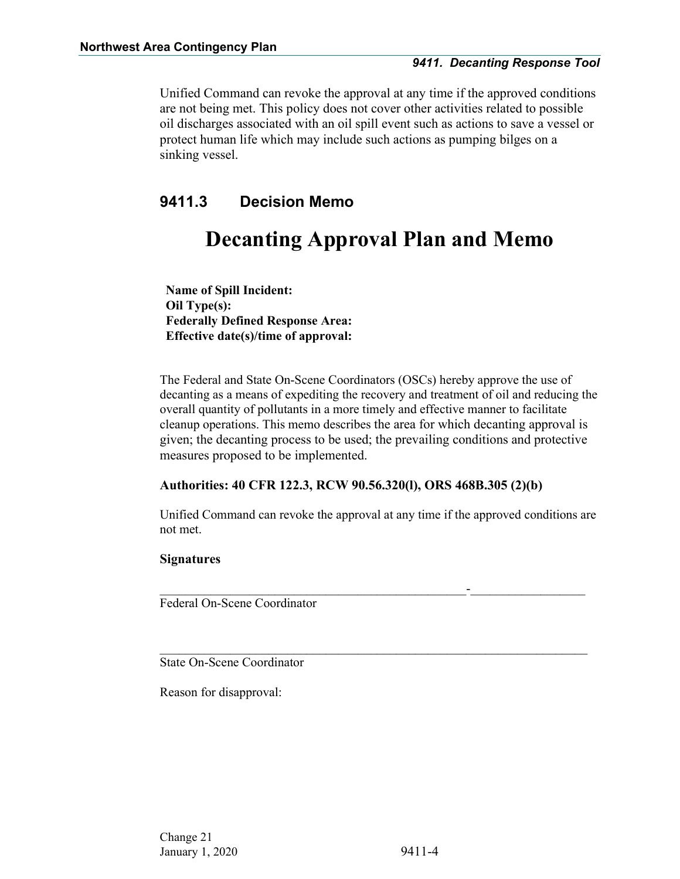Unified Command can revoke the approval at any time if the approved conditions are not being met. This policy does not cover other activities related to possible oil discharges associated with an oil spill event such as actions to save a vessel or protect human life which may include such actions as pumping bilges on a sinking vessel.

## 9411.3 Decision Memo

# Decanting Approval Plan and Memo

**Name of Spill Incident:**
**Oil Type(s):**
**Federally Defined Response Area:**
**Effective date(s)/time of approval:**

The Federal and State On-Scene Coordinators (OSCs) hereby approve the use of decanting as a means of expediting the recovery and treatment of oil and reducing the overall quantity of pollutants in a more timely and effective manner to facilitate cleanup operations. This memo describes the area for which decanting approval is given; the decanting process to be used; the prevailing conditions and protective measures proposed to be implemented.

**Authorities: 40 CFR 122.3, RCW 90.56.320(l), ORS 468B.305 (2)(b)**

Unified Command can revoke the approval at any time if the approved conditions are not met.

**Signatures**

_______________________________________________-_________________
Federal On-Scene Coordinator

__________________________________________________________________
State On-Scene Coordinator

Reason for disapproval: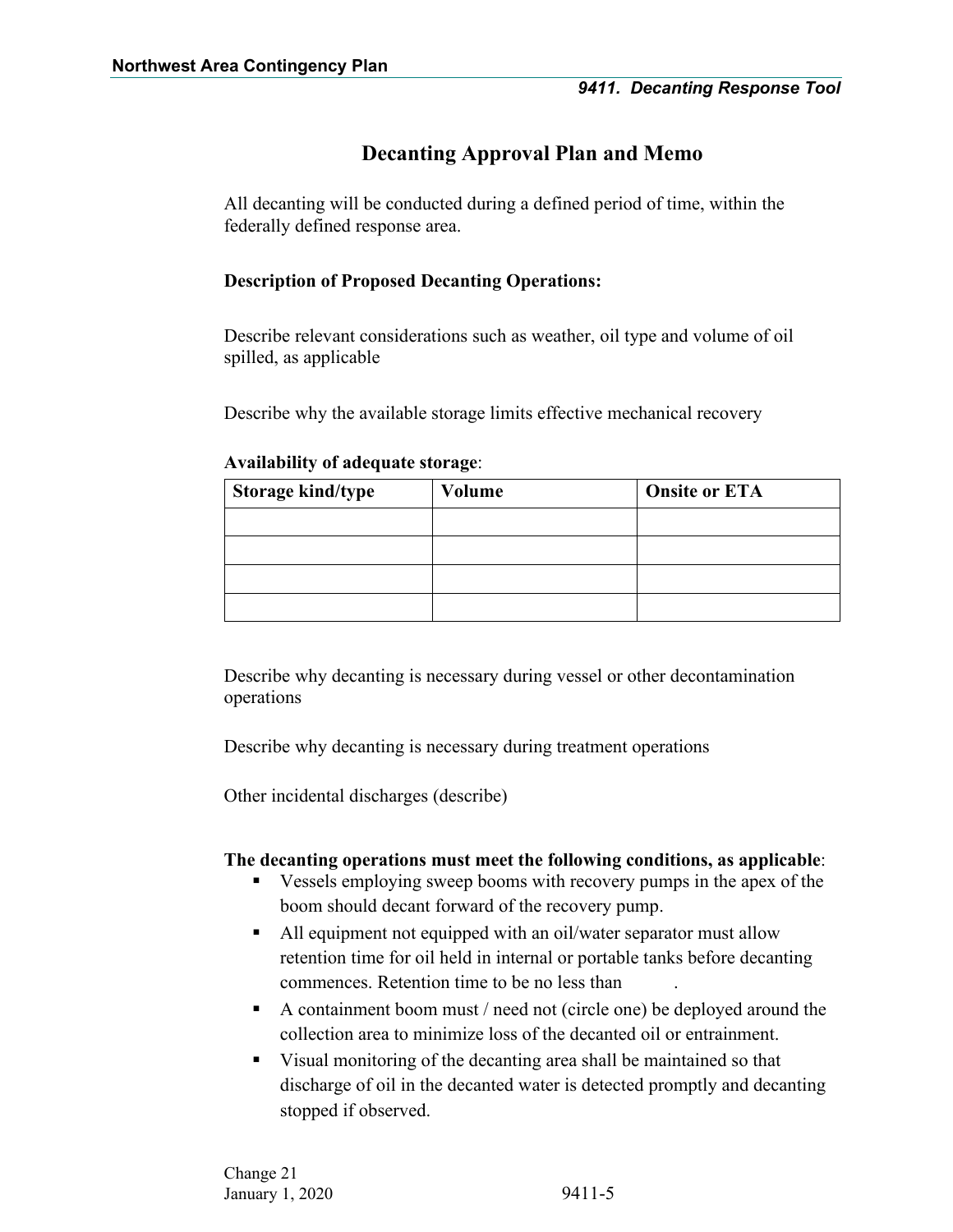# Decanting Approval Plan and Memo

All decanting will be conducted during a defined period of time, within the federally defined response area.

**Description of Proposed Decanting Operations:**

Describe relevant considerations such as weather, oil type and volume of oil spilled, as applicable

Describe why the available storage limits effective mechanical recovery

**Availability of adequate storage**:

| Storage kind/type | Volume | Onsite or ETA |
|---|---|---|
| | | |
| | | |
| | | |
| | | |

Describe why decanting is necessary during vessel or other decontamination operations

Describe why decanting is necessary during treatment operations

Other incidental discharges (describe)

**The decanting operations must meet the following conditions, as applicable**:

- Vessels employing sweep booms with recovery pumps in the apex of the boom should decant forward of the recovery pump.
- All equipment not equipped with an oil/water separator must allow retention time for oil held in internal or portable tanks before decanting commences. Retention time to be no less than .
- A containment boom must / need not (circle one) be deployed around the collection area to minimize loss of the decanted oil or entrainment.
- Visual monitoring of the decanting area shall be maintained so that discharge of oil in the decanted water is detected promptly and decanting stopped if observed.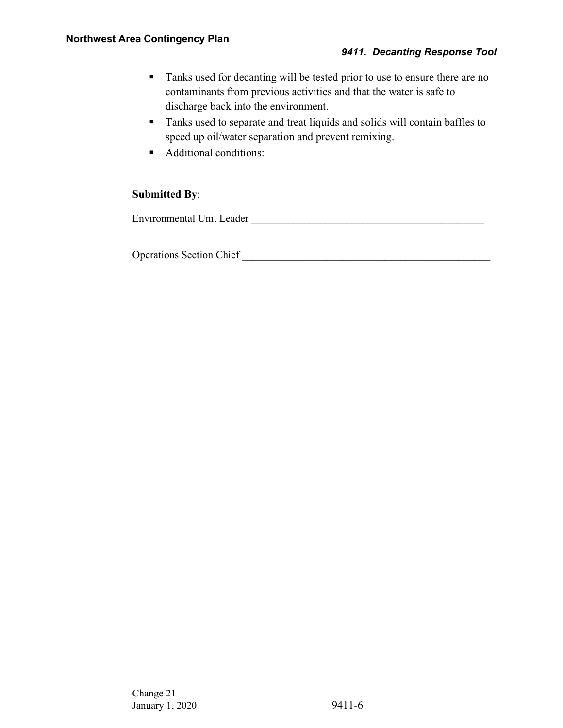- Tanks used for decanting will be tested prior to use to ensure there are no contaminants from previous activities and that the water is safe to discharge back into the environment.
- Tanks used to separate and treat liquids and solids will contain baffles to speed up oil/water separation and prevent remixing.
- Additional conditions:

**Submitted By**:

Environmental Unit Leader _____________________________________________

Operations Section Chief _______________________________________________